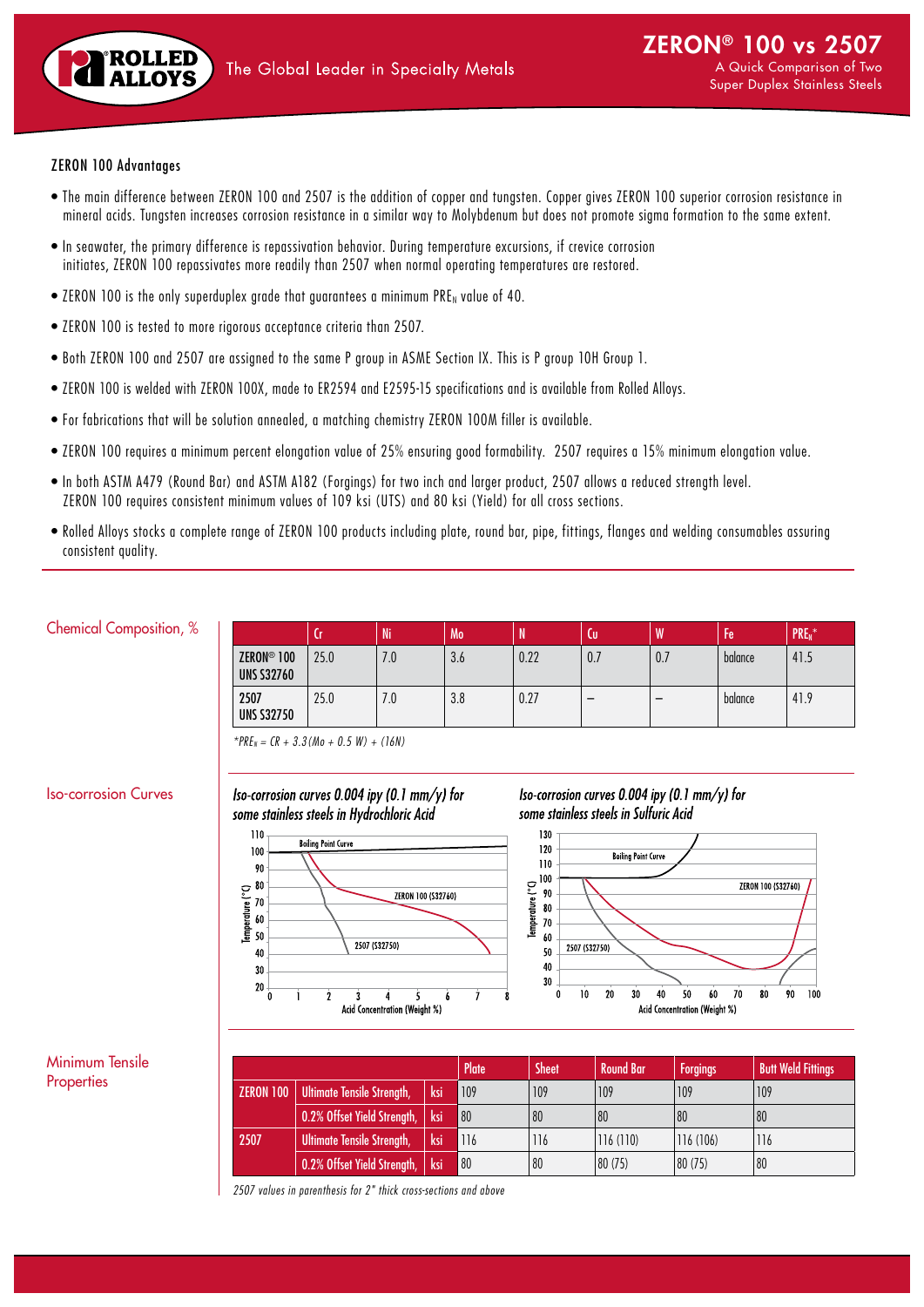# ZERON® 100 vs 2507

A Quick Comparison of Two Super Duplex Stainless Steels

## ZERON 100 Advantages

- The main difference between ZERON 100 and 2507 is the addition of copper and tungsten. Copper gives ZERON 100 superior corrosion resistance in mineral acids. Tungsten increases corrosion resistance in a similar way to Molybdenum but does not promote sigma formation to the same extent.
- In seawater, the primary difference is repassivation behavior. During temperature excursions, if crevice corrosion initiates, ZERON 100 repassivates more readily than 2507 when normal operating temperatures are restored.
- ZERON 100 is the only superduplex grade that guarantees a minimum $PRE_N$ value of 40.
- ZERON 100 is tested to more rigorous acceptance criteria than 2507.
- Both ZERON 100 and 2507 are assigned to the same P group in ASME Section IX. This is P group 10H Group 1.
- ZERON 100 is welded with ZERON 100X, made to ER2594 and E2595-15 specifications and is available from Rolled Alloys.
- For fabrications that will be solution annealed, a matching chemistry ZERON 100M filler is available.
- ZERON 100 requires a minimum percent elongation value of 25% ensuring good formability. 2507 requires a 15% minimum elongation value.
- In both ASTM A479 (Round Bar) and ASTM A182 (Forgings) for two inch and larger product, 2507 allows a reduced strength level. ZERON 100 requires consistent minimum values of 109 ksi (UTS) and 80 ksi (Yield) for all cross sections.
- Rolled Alloys stocks a complete range of ZERON 100 products including plate, round bar, pipe, fittings, flanges and welding consumables assuring consistent quality.

## Chemical Composition, %

| | Cr | Ni | Mo | N | Cu | W | Fe | $PRE_N$* |
|---|---|---|---|---|---|---|---|---|
| ZERON® 100 UNS S32760 | 25.0 | 7.0 | 3.6 | 0.22 | 0.7 | 0.7 | balance | 41.5 |
| 2507 UNS S32750 | 25.0 | 7.0 | 3.8 | 0.27 | – | – | balance | 41.9 |

*$PRE_N = CR + 3.3(Mo + 0.5\,W) + (16N)$

## Iso-corrosion Curves

*Iso-corrosion curves 0.004 ipy (0.1 mm/y) for some stainless steels in Hydrochloric Acid*

*Iso-corrosion curves 0.004 ipy (0.1 mm/y) for some stainless steels in Sulfuric Acid*

## Minimum Tensile Properties

| | | | Plate | Sheet | Round Bar | Forgings | Butt Weld Fittings |
|---|---|---|---|---|---|---|---|
| ZERON 100 | Ultimate Tensile Strength, | ksi | 109 | 109 | 109 | 109 | 109 |
| | 0.2% Offset Yield Strength, | ksi | 80 | 80 | 80 | 80 | 80 |
| 2507 | Ultimate Tensile Strength, | ksi | 116 | 116 | 116 (110) | 116 (106) | 116 |
| | 0.2% Offset Yield Strength, | ksi | 80 | 80 | 80 (75) | 80 (75) | 80 |

*2507 values in parenthesis for 2" thick cross-sections and above*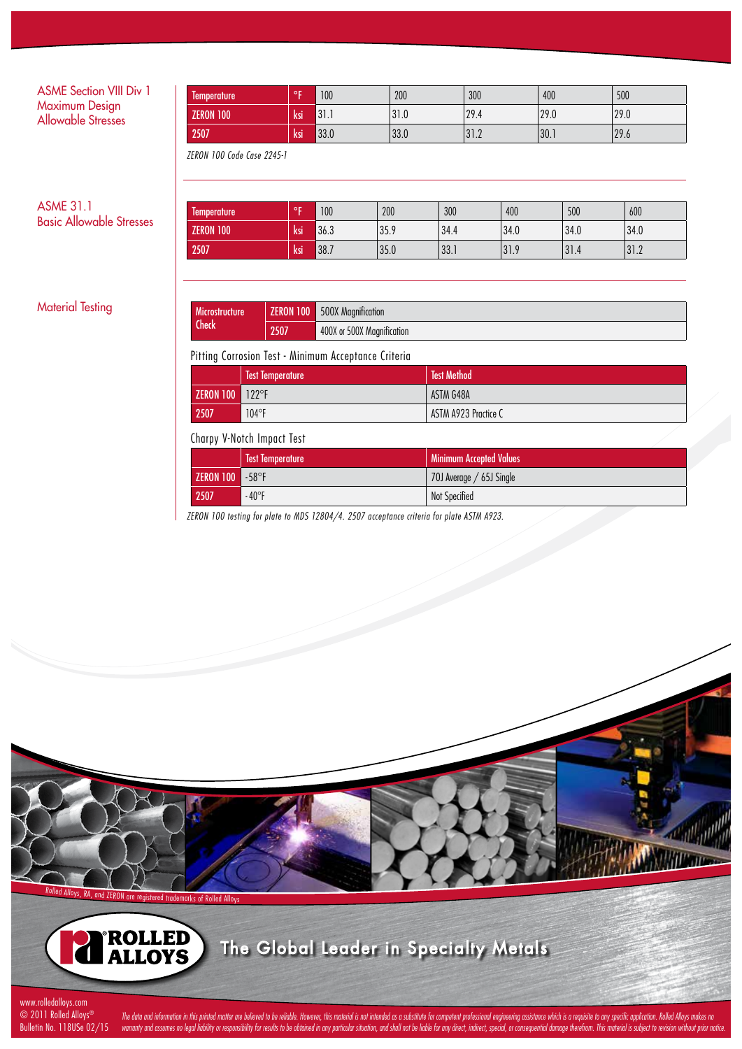## ASME Section VIII Div 1 Maximum Design Allowable Stresses

| Temperature | °F | 100 | 200 | 300 | 400 | 500 |
|---|---|---|---|---|---|---|
| ZERON 100 | ksi | 31.1 | 31.0 | 29.4 | 29.0 | 29.0 |
| 2507 | ksi | 33.0 | 33.0 | 31.2 | 30.1 | 29.6 |

*ZERON 100 Code Case 2245-1*

## ASME 31.1 Basic Allowable Stresses

| Temperature | °F | 100 | 200 | 300 | 400 | 500 | 600 |
|---|---|---|---|---|---|---|---|
| ZERON 100 | ksi | 36.3 | 35.9 | 34.4 | 34.0 | 34.0 | 34.0 |
| 2507 | ksi | 38.7 | 35.0 | 33.1 | 31.9 | 31.4 | 31.2 |

## Material Testing

| | | |
|---|---|---|
| Microstructure Check | ZERON 100 | 500X Magnification |
| | 2507 | 400X or 500X Magnification |

Pitting Corrosion Test - Minimum Acceptance Criteria

| | Test Temperature | Test Method |
|---|---|---|
| ZERON 100 | 122°F | ASTM G48A |
| 2507 | 104°F | ASTM A923 Practice C |

Charpy V-Notch Impact Test

| | Test Temperature | Minimum Accepted Values |
|---|---|---|
| ZERON 100 | -58°F | 70J Average / 65J Single |
| 2507 | -40°F | Not Specified |

*ZERON 100 testing for plate to MDS 12804/4. 2507 acceptance criteria for plate ASTM A923.*

Rolled Alloys, RA, and ZERON are registered trademarks of Rolled Alloys

ROLLED ALLOYS

The Global Leader in Specialty Metals

www.rolledalloys.com
© 2011 Rolled Alloys®
Bulletin No. 118USe 02/15

*The data and information in this printed matter are believed to be reliable. However, this material is not intended as a substitute for competent professional engineering assistance which is a requisite to any specific application. Rolled Alloys makes no warranty and assumes no legal liability or responsibility for results to be obtained in any particular situation, and shall not be liable for any direct, indirect, special, or consequential damage therefrom. This material is subject to revision without prior notice.*